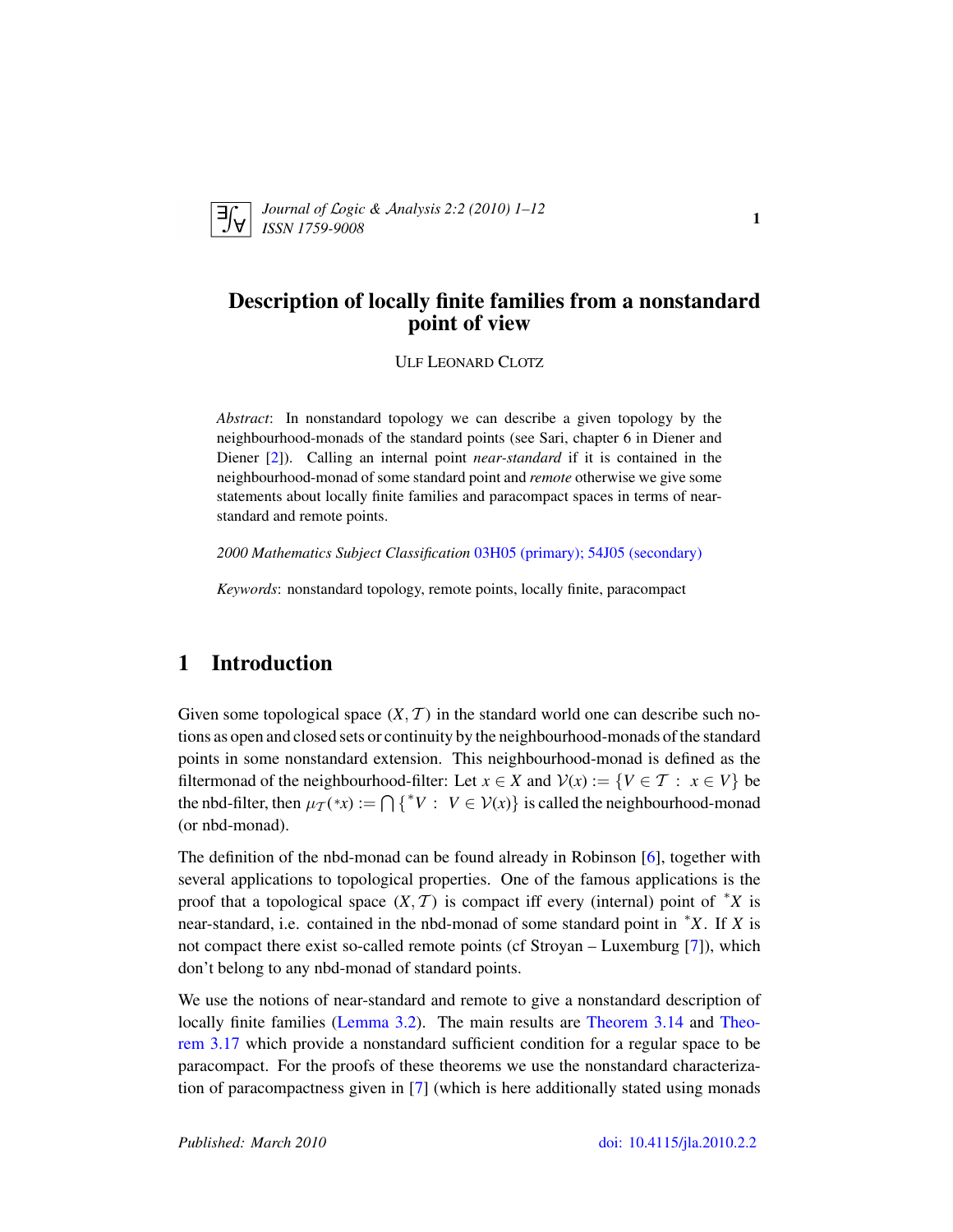# Description of locally finite families from a nonstandard point of view

ULF LEONARD CLOTZ

*Abstract*: In nonstandard topology we can describe a given topology by the neighbourhood-monads of the standard points (see Sari, chapter 6 in Diener and Diener [2]). Calling an internal point *near-standard* if it is contained in the neighbourhood-monad of some standard point and *remote* otherwise we give some statements about locally finite families and paracompact spaces in terms of near-standard and remote points.

*2000 Mathematics Subject Classification* 03H05 (primary); 54J05 (secondary)

*Keywords*: nonstandard topology, remote points, locally finite, paracompact

## 1 Introduction

Given some topological space $(X, \mathcal{T})$ in the standard world one can describe such notions as open and closed sets or continuity by the neighbourhood-monads of the standard points in some nonstandard extension. This neighbourhood-monad is defined as the filtermonad of the neighbourhood-filter: Let $x \in X$ and $\mathcal{V}(x) := \{V \in \mathcal{T} \;:\; x \in V\}$ be the nbd-filter, then $\mu_{\mathcal{T}}({}^{*}x) := \bigcap \{{}^{*}V \;:\; V \in \mathcal{V}(x)\}$ is called the neighbourhood-monad (or nbd-monad).

The definition of the nbd-monad can be found already in Robinson [6], together with several applications to topological properties. One of the famous applications is the proof that a topological space $(X, \mathcal{T})$ is compact iff every (internal) point of ${}^{*}X$ is near-standard, i.e. contained in the nbd-monad of some standard point in ${}^{*}X$. If $X$ is not compact there exist so-called remote points (cf Stroyan – Luxemburg [7]), which don't belong to any nbd-monad of standard points.

We use the notions of near-standard and remote to give a nonstandard description of locally finite families (Lemma 3.2). The main results are Theorem 3.14 and Theorem 3.17 which provide a nonstandard sufficient condition for a regular space to be paracompact. For the proofs of these theorems we use the nonstandard characterization of paracompactness given in [7] (which is here additionally stated using monads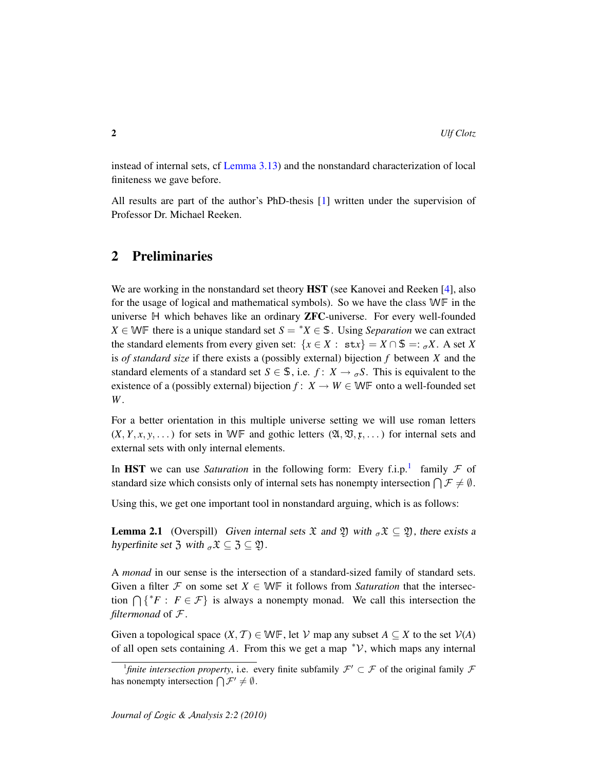instead of internal sets, cf Lemma 3.13) and the nonstandard characterization of local finiteness we gave before.

All results are part of the author's PhD-thesis [1] written under the supervision of Professor Dr. Michael Reeken.

## 2 Preliminaries

We are working in the nonstandard set theory **HST** (see Kanovei and Reeken [4], also for the usage of logical and mathematical symbols). So we have the class $\mathbb{WF}$ in the universe $\mathbb{H}$ which behaves like an ordinary **ZFC**-universe. For every well-founded $X \in \mathbb{WF}$ there is a unique standard set $S = {}^*X \in \mathbb{S}$. Using *Separation* we can extract the standard elements from every given set: $\{x \in X : \mathtt{st}x\} = X \cap \mathbb{S} =: {}_\sigma X$. A set $X$ is *of standard size* if there exists a (possibly external) bijection $f$ between $X$ and the standard elements of a standard set $S \in \mathbb{S}$, i.e. $f\colon X \to {}_\sigma S$. This is equivalent to the existence of a (possibly external) bijection $f\colon X \to W \in \mathbb{WF}$ onto a well-founded set $W$.

For a better orientation in this multiple universe setting we will use roman letters $(X, Y, x, y, \dots)$ for sets in $\mathbb{WF}$ and gothic letters $(\mathfrak{A}, \mathfrak{B}, \mathfrak{x}, \dots)$ for internal sets and external sets with only internal elements.

In **HST** we can use *Saturation* in the following form: Every f.i.p.[1] family $\mathcal{F}$ of standard size which consists only of internal sets has nonempty intersection $\bigcap \mathcal{F} \neq \emptyset$.

Using this, we get one important tool in nonstandard arguing, which is as follows:

**Lemma 2.1** (Overspill) *Given internal sets $\mathfrak{X}$ and $\mathfrak{Y}$ with ${}_\sigma\mathfrak{X} \subseteq \mathfrak{Y}$, there exists a hyperfinite set $\mathfrak{Z}$ with ${}_\sigma\mathfrak{X} \subseteq \mathfrak{Z} \subseteq \mathfrak{Y}$.*

A *monad* in our sense is the intersection of a standard-sized family of standard sets. Given a filter $\mathcal{F}$ on some set $X \in \mathbb{WF}$ it follows from *Saturation* that the intersection $\bigcap \{{}^*F : F \in \mathcal{F}\}$ is always a nonempty monad. We call this intersection the *filtermonad* of $\mathcal{F}$.

Given a topological space $(X, \mathcal{T}) \in \mathbb{WF}$, let $\mathcal{V}$ map any subset $A \subseteq X$ to the set $\mathcal{V}(A)$ of all open sets containing $A$. From this we get a map ${}^*\mathcal{V}$, which maps any internal

[1] *finite intersection property*, i.e. every finite subfamily $\mathcal{F}' \subset \mathcal{F}$ of the original family $\mathcal{F}$ has nonempty intersection $\bigcap \mathcal{F}' \neq \emptyset$.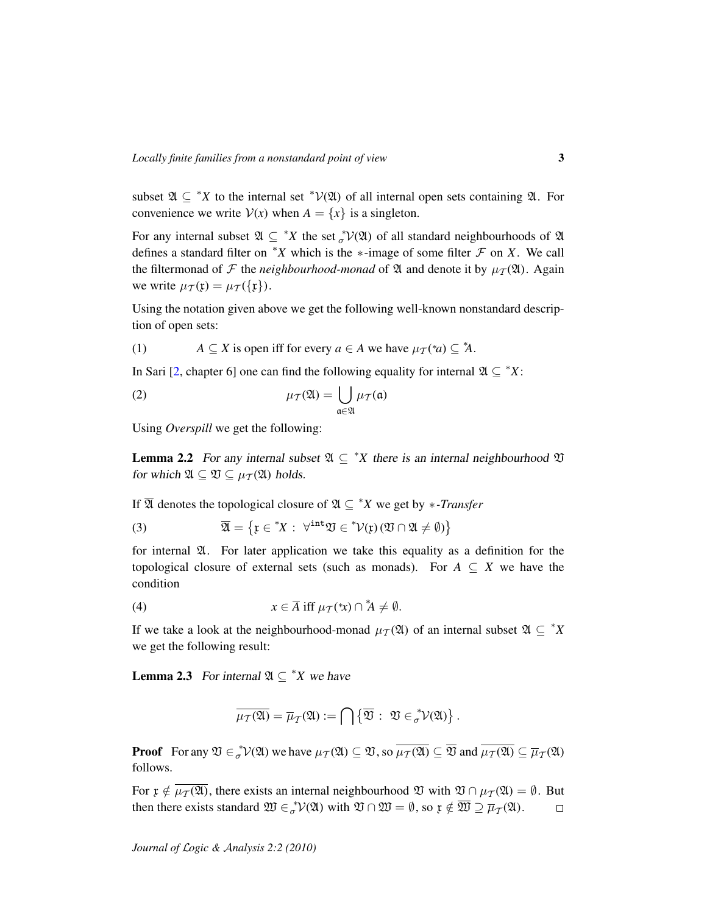subset $\mathfrak{A} \subseteq {}^*X$ to the internal set ${}^*\mathcal{V}(\mathfrak{A})$ of all internal open sets containing $\mathfrak{A}$. For convenience we write $\mathcal{V}(x)$ when $A = \{x\}$ is a singleton.

For any internal subset $\mathfrak{A} \subseteq {}^*X$ the set ${}^*_\sigma\mathcal{V}(\mathfrak{A})$ of all standard neighbourhoods of $\mathfrak{A}$ defines a standard filter on ${}^*X$ which is the $*$-image of some filter $\mathcal{F}$ on $X$. We call the filtermonad of $\mathcal{F}$ the *neighbourhood-monad* of $\mathfrak{A}$ and denote it by $\mu_\mathcal{T}(\mathfrak{A})$. Again we write $\mu_\mathcal{T}(\mathfrak{x}) = \mu_\mathcal{T}(\{\mathfrak{x}\})$.

Using the notation given above we get the following well-known nonstandard description of open sets:

$$A \subseteq X \text{ is open iff for every } a \in A \text{ we have } \mu_\mathcal{T}({}^*a) \subseteq {}^*A. \tag{1}$$

In Sari [2, chapter 6] one can find the following equality for internal $\mathfrak{A} \subseteq {}^*X$:

$$\mu_\mathcal{T}(\mathfrak{A}) = \bigcup_{\mathfrak{a} \in \mathfrak{A}} \mu_\mathcal{T}(\mathfrak{a}) \tag{2}$$

Using *Overspill* we get the following:

**Lemma 2.2** *For any internal subset $\mathfrak{A} \subseteq {}^*X$ there is an internal neighbourhood $\mathfrak{V}$ for which $\mathfrak{A} \subseteq \mathfrak{V} \subseteq \mu_\mathcal{T}(\mathfrak{A})$ holds.*

If $\overline{\mathfrak{A}}$ denotes the topological closure of $\mathfrak{A} \subseteq {}^*X$ we get by $*$-*Transfer*

$$\overline{\mathfrak{A}} = \left\{ \mathfrak{x} \in {}^*X : \ \forall^{\mathtt{int}} \mathfrak{V} \in {}^*\mathcal{V}(\mathfrak{x}) \, (\mathfrak{V} \cap \mathfrak{A} \neq \emptyset) \right\} \tag{3}$$

for internal $\mathfrak{A}$. For later application we take this equality as a definition for the topological closure of external sets (such as monads). For $A \subseteq X$ we have the condition

$$x \in \overline{A} \text{ iff } \mu_\mathcal{T}({}^*x) \cap {}^*A \neq \emptyset. \tag{4}$$

If we take a look at the neighbourhood-monad $\mu_\mathcal{T}(\mathfrak{A})$ of an internal subset $\mathfrak{A} \subseteq {}^*X$ we get the following result:

**Lemma 2.3** *For internal $\mathfrak{A} \subseteq {}^*X$ we have*

$$\overline{\mu_\mathcal{T}(\mathfrak{A})} = \overline{\mu}_\mathcal{T}(\mathfrak{A}) := \bigcap \left\{ \overline{\mathfrak{V}} : \ \mathfrak{V} \in {}^*_\sigma\mathcal{V}(\mathfrak{A}) \right\}.$$

**Proof** For any $\mathfrak{V} \in {}^*_\sigma\mathcal{V}(\mathfrak{A})$ we have $\mu_\mathcal{T}(\mathfrak{A}) \subseteq \mathfrak{V}$, so $\overline{\mu_\mathcal{T}(\mathfrak{A})} \subseteq \overline{\mathfrak{V}}$ and $\overline{\mu_\mathcal{T}(\mathfrak{A})} \subseteq \overline{\mu}_\mathcal{T}(\mathfrak{A})$ follows.

For $\mathfrak{x} \notin \overline{\mu_\mathcal{T}(\mathfrak{A})}$, there exists an internal neighbourhood $\mathfrak{V}$ with $\mathfrak{V} \cap \mu_\mathcal{T}(\mathfrak{A}) = \emptyset$. But then there exists standard $\mathfrak{W} \in {}^*_\sigma\mathcal{V}(\mathfrak{A})$ with $\mathfrak{V} \cap \mathfrak{W} = \emptyset$, so $\mathfrak{x} \notin \overline{\mathfrak{W}} \supseteq \overline{\mu}_\mathcal{T}(\mathfrak{A})$. $\square$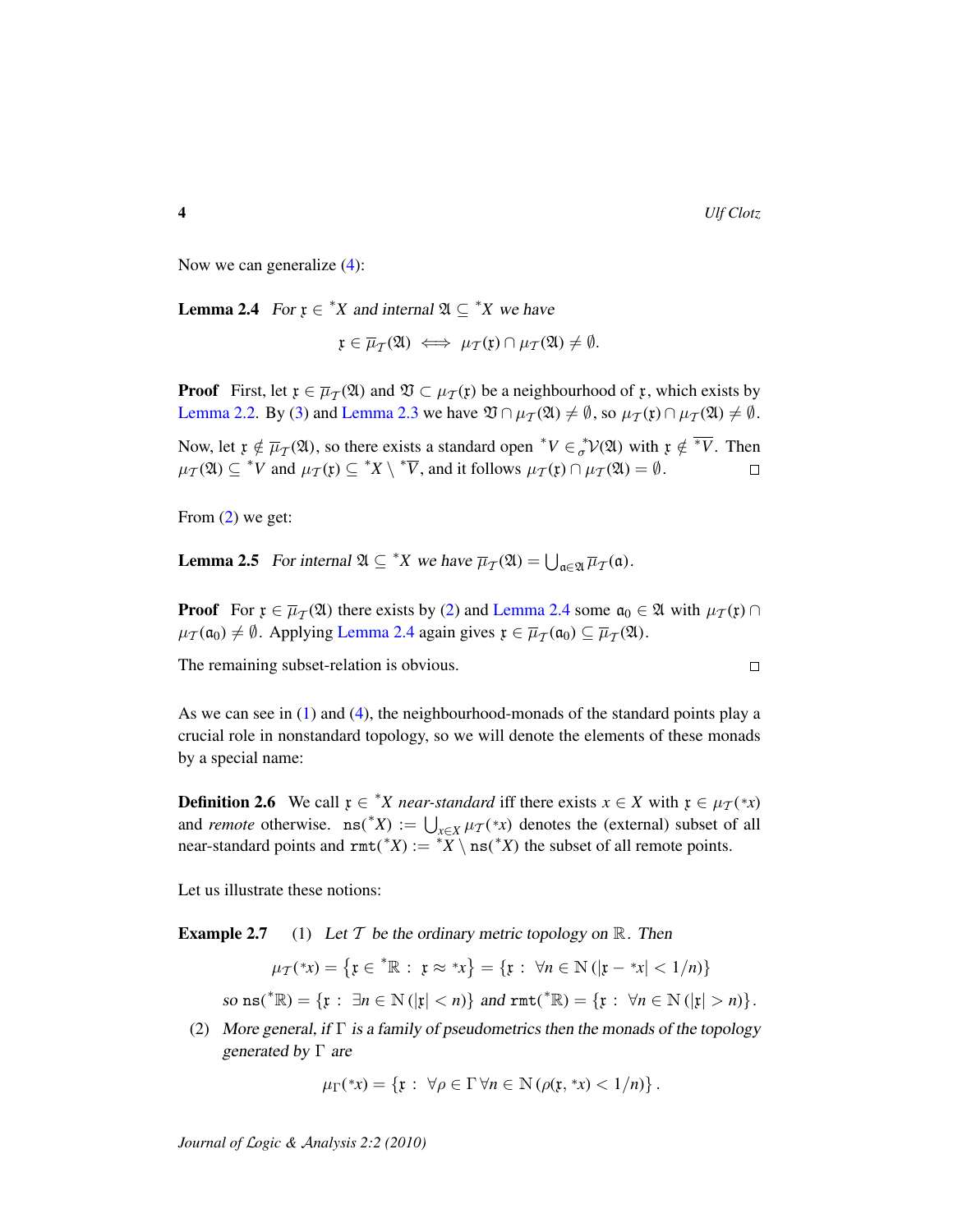Now we can generalize (4):

**Lemma 2.4** *For $\mathfrak{x} \in {}^*X$ and internal $\mathfrak{A} \subseteq {}^*X$ we have*

$$\mathfrak{x} \in \overline{\mu}_{\mathcal{T}}(\mathfrak{A}) \iff \mu_{\mathcal{T}}(\mathfrak{x}) \cap \mu_{\mathcal{T}}(\mathfrak{A}) \neq \emptyset.$$

**Proof** First, let $\mathfrak{x} \in \overline{\mu}_{\mathcal{T}}(\mathfrak{A})$ and $\mathfrak{V} \subset \mu_{\mathcal{T}}(\mathfrak{x})$ be a neighbourhood of $\mathfrak{x}$, which exists by Lemma 2.2. By (3) and Lemma 2.3 we have $\mathfrak{V} \cap \mu_{\mathcal{T}}(\mathfrak{A}) \neq \emptyset$, so $\mu_{\mathcal{T}}(\mathfrak{x}) \cap \mu_{\mathcal{T}}(\mathfrak{A}) \neq \emptyset$.

Now, let $\mathfrak{x} \notin \overline{\mu}_{\mathcal{T}}(\mathfrak{A})$, so there exists a standard open ${}^*V \in_{\sigma} {}^*\mathcal{V}(\mathfrak{A})$ with $\mathfrak{x} \notin \overline{{}^*V}$. Then $\mu_{\mathcal{T}}(\mathfrak{A}) \subseteq {}^*V$ and $\mu_{\mathcal{T}}(\mathfrak{x}) \subseteq {}^*X \setminus {}^*\overline{V}$, and it follows $\mu_{\mathcal{T}}(\mathfrak{x}) \cap \mu_{\mathcal{T}}(\mathfrak{A}) = \emptyset$. $\square$

From (2) we get:

**Lemma 2.5** *For internal $\mathfrak{A} \subseteq {}^*X$ we have $\overline{\mu}_{\mathcal{T}}(\mathfrak{A}) = \bigcup_{\mathfrak{a} \in \mathfrak{A}} \overline{\mu}_{\mathcal{T}}(\mathfrak{a})$.*

**Proof** For $\mathfrak{x} \in \overline{\mu}_{\mathcal{T}}(\mathfrak{A})$ there exists by (2) and Lemma 2.4 some $\mathfrak{a}_0 \in \mathfrak{A}$ with $\mu_{\mathcal{T}}(\mathfrak{x}) \cap \mu_{\mathcal{T}}(\mathfrak{a}_0) \neq \emptyset$. Applying Lemma 2.4 again gives $\mathfrak{x} \in \overline{\mu}_{\mathcal{T}}(\mathfrak{a}_0) \subseteq \overline{\mu}_{\mathcal{T}}(\mathfrak{A})$.

The remaining subset-relation is obvious. $\square$

As we can see in (1) and (4), the neighbourhood-monads of the standard points play a crucial role in nonstandard topology, so we will denote the elements of these monads by a special name:

**Definition 2.6** We call $\mathfrak{x} \in {}^*X$ *near-standard* iff there exists $x \in X$ with $\mathfrak{x} \in \mu_{\mathcal{T}}({}^*x)$ and *remote* otherwise. $\mathtt{ns}({}^*X) := \bigcup_{x \in X} \mu_{\mathcal{T}}({}^*x)$ denotes the (external) subset of all near-standard points and $\mathtt{rmt}({}^*X) := {}^*X \setminus \mathtt{ns}({}^*X)$ the subset of all remote points.

Let us illustrate these notions:

**Example 2.7** (1) *Let $\mathcal{T}$ be the ordinary metric topology on $\mathbb{R}$. Then*

$$\mu_{\mathcal{T}}({}^*x) = \left\{\mathfrak{x} \in {}^*\mathbb{R} : \ \mathfrak{x} \approx {}^*x\right\} = \{\mathfrak{x} : \ \forall n \in \mathbb{N}\,(|\mathfrak{x} - {}^*x| < 1/n)\}$$

*so* $\mathtt{ns}({}^*\mathbb{R}) = \{\mathfrak{x} : \ \exists n \in \mathbb{N}\,(|\mathfrak{x}| < n)\}$ *and* $\mathtt{rmt}({}^*\mathbb{R}) = \{\mathfrak{x} : \ \forall n \in \mathbb{N}\,(|\mathfrak{x}| > n)\}$.

(2) *More general, if $\Gamma$ is a family of pseudometrics then the monads of the topology generated by $\Gamma$ are*

$$\mu_{\Gamma}({}^*x) = \{\mathfrak{x} : \ \forall \rho \in \Gamma\, \forall n \in \mathbb{N}\,(\rho(\mathfrak{x}, {}^*x) < 1/n)\}\,.$$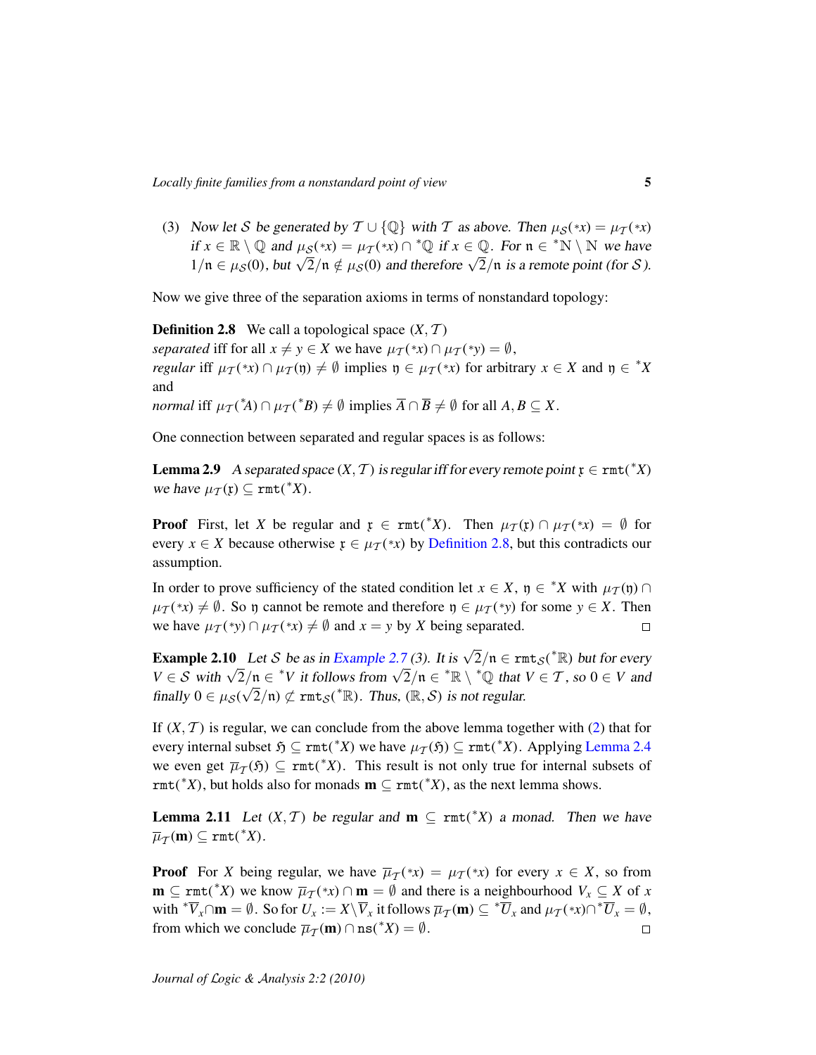(3) *Now let $\mathcal{S}$ be generated by $\mathcal{T} \cup \{\mathbb{Q}\}$ with $\mathcal{T}$ as above. Then $\mu_{\mathcal{S}}({*x}) = \mu_{\mathcal{T}}({*x})$ if $x \in \mathbb{R} \setminus \mathbb{Q}$ and $\mu_{\mathcal{S}}({*x}) = \mu_{\mathcal{T}}({*x}) \cap {}^*\mathbb{Q}$ if $x \in \mathbb{Q}$. For $\mathfrak{n} \in {}^*\mathbb{N} \setminus \mathbb{N}$ we have $1/\mathfrak{n} \in \mu_{\mathcal{S}}(0)$, but $\sqrt{2}/\mathfrak{n} \notin \mu_{\mathcal{S}}(0)$ and therefore $\sqrt{2}/\mathfrak{n}$ is a remote point (for $\mathcal{S}$).*

Now we give three of the separation axioms in terms of nonstandard topology:

**Definition 2.8** We call a topological space $(X, \mathcal{T})$
*separated* iff for all $x \neq y \in X$ we have $\mu_{\mathcal{T}}({*x}) \cap \mu_{\mathcal{T}}({*y}) = \emptyset$,
*regular* iff $\mu_{\mathcal{T}}({*x}) \cap \mu_{\mathcal{T}}(\mathfrak{y}) \neq \emptyset$ implies $\mathfrak{y} \in \mu_{\mathcal{T}}({*x})$ for arbitrary $x \in X$ and $\mathfrak{y} \in {}^*X$ and
*normal* iff $\mu_{\mathcal{T}}({}^*A) \cap \mu_{\mathcal{T}}({}^*B) \neq \emptyset$ implies $\overline{A} \cap \overline{B} \neq \emptyset$ for all $A, B \subseteq X$.

One connection between separated and regular spaces is as follows:

**Lemma 2.9** *A separated space $(X, \mathcal{T})$ is regular iff for every remote point $\mathfrak{x} \in \mathtt{rmt}({}^*X)$ we have $\mu_{\mathcal{T}}(\mathfrak{x}) \subseteq \mathtt{rmt}({}^*X)$.*

**Proof** First, let $X$ be regular and $\mathfrak{x} \in \mathtt{rmt}({}^*X)$. Then $\mu_{\mathcal{T}}(\mathfrak{x}) \cap \mu_{\mathcal{T}}({*x}) = \emptyset$ for every $x \in X$ because otherwise $\mathfrak{x} \in \mu_{\mathcal{T}}({*x})$ by Definition 2.8, but this contradicts our assumption.

In order to prove sufficiency of the stated condition let $x \in X$, $\mathfrak{y} \in {}^*X$ with $\mu_{\mathcal{T}}(\mathfrak{y}) \cap \mu_{\mathcal{T}}({*x}) \neq \emptyset$. So $\mathfrak{y}$ cannot be remote and therefore $\mathfrak{y} \in \mu_{\mathcal{T}}({*y})$ for some $y \in X$. Then we have $\mu_{\mathcal{T}}({*y}) \cap \mu_{\mathcal{T}}({*x}) \neq \emptyset$ and $x = y$ by $X$ being separated. $\square$

**Example 2.10** *Let $\mathcal{S}$ be as in Example 2.7 (3). It is $\sqrt{2}/\mathfrak{n} \in \mathtt{rmt}_{\mathcal{S}}({}^*\mathbb{R})$ but for every $V \in \mathcal{S}$ with $\sqrt{2}/\mathfrak{n} \in {}^*V$ it follows from $\sqrt{2}/\mathfrak{n} \in {}^*\mathbb{R} \setminus {}^*\mathbb{Q}$ that $V \in \mathcal{T}$, so $0 \in V$ and finally $0 \in \mu_{\mathcal{S}}(\sqrt{2}/\mathfrak{n}) \not\subseteq \mathtt{rmt}_{\mathcal{S}}({}^*\mathbb{R})$. Thus, $(\mathbb{R}, \mathcal{S})$ is not regular.*

If $(X, \mathcal{T})$ is regular, we can conclude from the above lemma together with (2) that for every internal subset $\mathfrak{H} \subseteq \mathtt{rmt}({}^*X)$ we have $\mu_{\mathcal{T}}(\mathfrak{H}) \subseteq \mathtt{rmt}({}^*X)$. Applying Lemma 2.4 we even get $\overline{\mu}_{\mathcal{T}}(\mathfrak{H}) \subseteq \mathtt{rmt}({}^*X)$. This result is not only true for internal subsets of $\mathtt{rmt}({}^*X)$, but holds also for monads $\mathbf{m} \subseteq \mathtt{rmt}({}^*X)$, as the next lemma shows.

**Lemma 2.11** *Let $(X, \mathcal{T})$ be regular and $\mathbf{m} \subseteq \mathtt{rmt}({}^*X)$ a monad. Then we have $\overline{\mu}_{\mathcal{T}}(\mathbf{m}) \subseteq \mathtt{rmt}({}^*X)$.*

**Proof** For $X$ being regular, we have $\overline{\mu}_{\mathcal{T}}({*x}) = \mu_{\mathcal{T}}({*x})$ for every $x \in X$, so from $\mathbf{m} \subseteq \mathtt{rmt}({}^*X)$ we know $\overline{\mu}_{\mathcal{T}}({*x}) \cap \mathbf{m} = \emptyset$ and there is a neighbourhood $V_x \subseteq X$ of $x$ with ${}^*\overline{V}_x \cap \mathbf{m} = \emptyset$. So for $U_x := X \setminus \overline{V}_x$ it follows $\overline{\mu}_{\mathcal{T}}(\mathbf{m}) \subseteq {}^*\overline{U}_x$ and $\mu_{\mathcal{T}}({*x}) \cap {}^*\overline{U}_x = \emptyset$, from which we conclude $\overline{\mu}_{\mathcal{T}}(\mathbf{m}) \cap \mathtt{ns}({}^*X) = \emptyset$. $\square$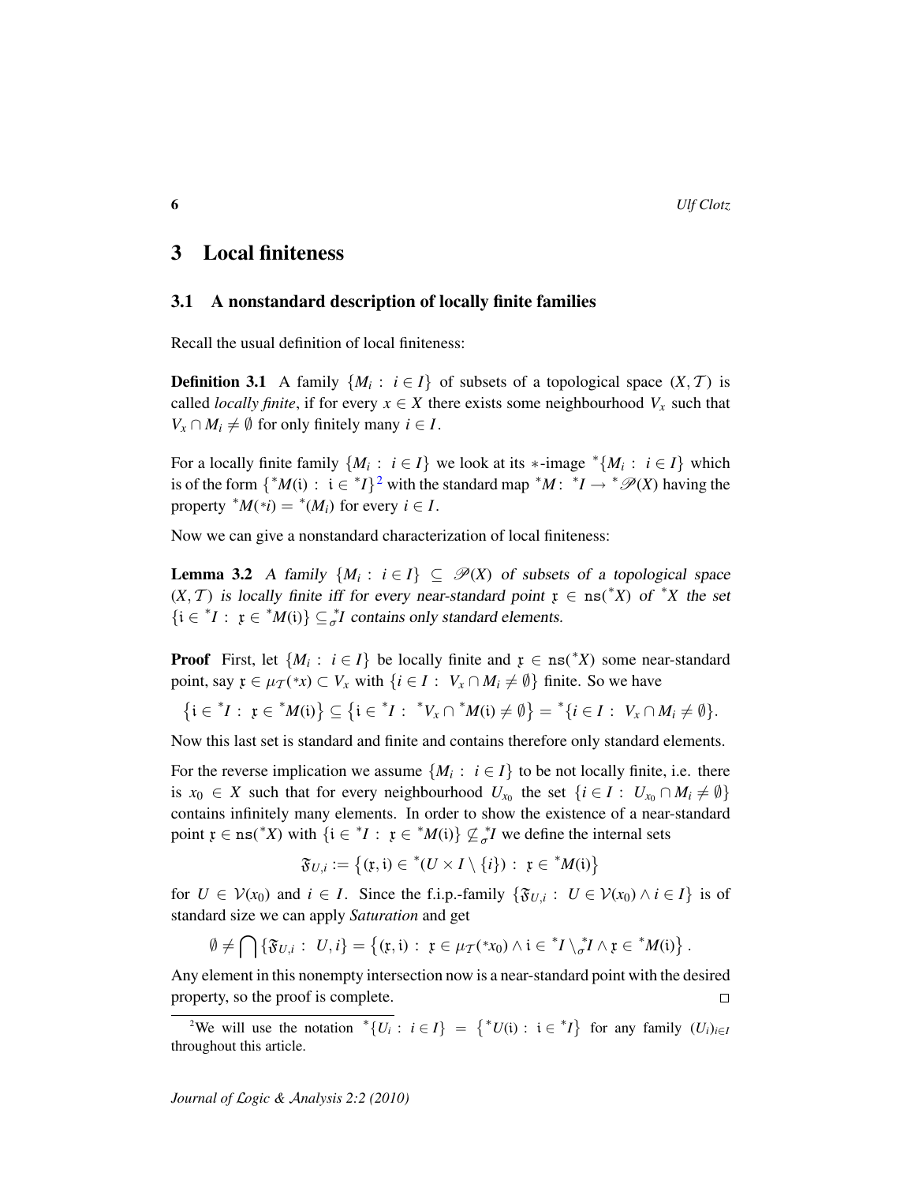## 3 Local finiteness

### 3.1 A nonstandard description of locally finite families

Recall the usual definition of local finiteness:

**Definition 3.1** A family $\{M_i : i \in I\}$ of subsets of a topological space $(X, \mathcal{T})$ is called *locally finite*, if for every $x \in X$ there exists some neighbourhood $V_x$ such that $V_x \cap M_i \neq \emptyset$ for only finitely many $i \in I$.

For a locally finite family $\{M_i : i \in I\}$ we look at its $*$-image ${}^*\{M_i : i \in I\}$ which is of the form $\{{}^*M(\mathfrak{i}) : \mathfrak{i} \in {}^*I\}$[2] with the standard map ${}^*M\colon {}^*I \to {}^*\mathscr{P}(X)$ having the property ${}^*M({}^*i) = {}^*(M_i)$ for every $i \in I$.

Now we can give a nonstandard characterization of local finiteness:

**Lemma 3.2** *A family $\{M_i : i \in I\} \subseteq \mathscr{P}(X)$ of subsets of a topological space $(X, \mathcal{T})$ is locally finite iff for every near-standard point $\mathfrak{x} \in \mathtt{ns}({}^*X)$ of ${}^*X$ the set $\{\mathfrak{i} \in {}^*I : \mathfrak{x} \in {}^*M(\mathfrak{i})\} \subseteq_\sigma^* I$ contains only standard elements.*

**Proof** First, let $\{M_i : i \in I\}$ be locally finite and $\mathfrak{x} \in \mathtt{ns}({}^*X)$ some near-standard point, say $\mathfrak{x} \in \mu_{\mathcal{T}}({}^*x) \subset V_x$ with $\{i \in I : V_x \cap M_i \neq \emptyset\}$ finite. So we have

$$\{\mathfrak{i} \in {}^*I : \mathfrak{x} \in {}^*M(\mathfrak{i})\} \subseteq \{\mathfrak{i} \in {}^*I : {}^*V_x \cap {}^*M(\mathfrak{i}) \neq \emptyset\} = {}^*\{i \in I : V_x \cap M_i \neq \emptyset\}.$$

Now this last set is standard and finite and contains therefore only standard elements.

For the reverse implication we assume $\{M_i : i \in I\}$ to be not locally finite, i.e. there is $x_0 \in X$ such that for every neighbourhood $U_{x_0}$ the set $\{i \in I : U_{x_0} \cap M_i \neq \emptyset\}$ contains infinitely many elements. In order to show the existence of a near-standard point $\mathfrak{x} \in \mathtt{ns}({}^*X)$ with $\{\mathfrak{i} \in {}^*I : \mathfrak{x} \in {}^*M(\mathfrak{i})\} \not\subseteq_\sigma^* I$ we define the internal sets

$$\mathfrak{F}_{U,i} := \{(\mathfrak{x}, \mathfrak{i}) \in {}^*(U \times I \setminus \{i\}) : \mathfrak{x} \in {}^*M(\mathfrak{i})\}$$

for $U \in \mathcal{V}(x_0)$ and $i \in I$. Since the f.i.p.-family $\{\mathfrak{F}_{U,i} : U \in \mathcal{V}(x_0) \wedge i \in I\}$ is of standard size we can apply *Saturation* and get

$$\emptyset \neq \bigcap \{\mathfrak{F}_{U,i} : U, i\} = \{(\mathfrak{x}, \mathfrak{i}) : \mathfrak{x} \in \mu_{\mathcal{T}}({}^*x_0) \wedge \mathfrak{i} \in {}^*I \setminus_\sigma^* I \wedge \mathfrak{x} \in {}^*M(\mathfrak{i})\}.$$

Any element in this nonempty intersection now is a near-standard point with the desired property, so the proof is complete. □

---

[2] We will use the notation ${}^*\{U_i : i \in I\} = \{{}^*U(\mathfrak{i}) : \mathfrak{i} \in {}^*I\}$ for any family $(U_i)_{i \in I}$ throughout this article.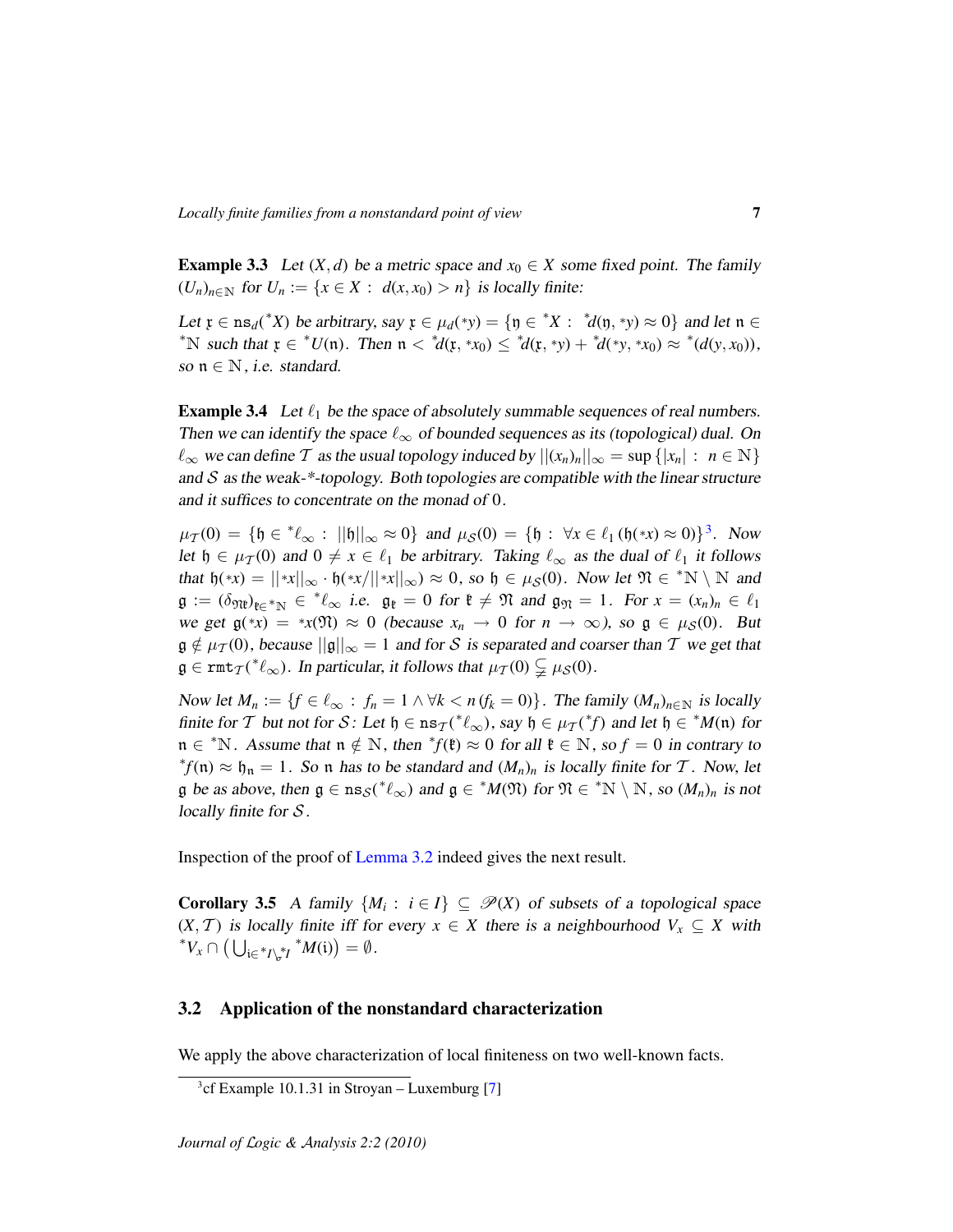**Example 3.3** *Let $(X, d)$ be a metric space and $x_0 \in X$ some fixed point. The family $(U_n)_{n\in\mathbb{N}}$ for $U_n := \{x \in X : \ d(x, x_0) > n\}$ is locally finite:*

*Let $\mathfrak{x} \in \mathtt{ns}_d({}^*X)$ be arbitrary, say $\mathfrak{x} \in \mu_d({}^*y) = \{\mathfrak{y} \in {}^*X : \ {}^*d(\mathfrak{y}, {}^*y) \approx 0\}$ and let $\mathfrak{n} \in {}^*\mathbb{N}$ such that $\mathfrak{x} \in {}^*U(\mathfrak{n})$. Then $\mathfrak{n} < {}^*d(\mathfrak{x}, {}^*x_0) \leq {}^*d(\mathfrak{x}, {}^*y) + {}^*d({}^*y, {}^*x_0) \approx {}^*(d(y, x_0))$, so $\mathfrak{n} \in \mathbb{N}$, i.e. standard.*

**Example 3.4** *Let $\ell_1$ be the space of absolutely summable sequences of real numbers. Then we can identify the space $\ell_\infty$ of bounded sequences as its (topological) dual. On $\ell_\infty$ we can define $\mathcal{T}$ as the usual topology induced by $||(x_n)_n||_\infty = \sup\{|x_n| : \ n \in \mathbb{N}\}$ and $\mathcal{S}$ as the weak-\*-topology. Both topologies are compatible with the linear structure and it suffices to concentrate on the monad of $0$.*

*$\mu_{\mathcal{T}}(0) = \{\mathfrak{h} \in {}^*\ell_\infty : \ ||\mathfrak{h}||_\infty \approx 0\}$ and $\mu_{\mathcal{S}}(0) = \{\mathfrak{h} : \ \forall x \in \ell_1\, (\mathfrak{h}({}^*x) \approx 0)\}$[3]. Now let $\mathfrak{h} \in \mu_{\mathcal{T}}(0)$ and $0 \neq x \in \ell_1$ be arbitrary. Taking $\ell_\infty$ as the dual of $\ell_1$ it follows that $\mathfrak{h}({}^*x) = ||{}^*x||_\infty \cdot \mathfrak{h}({}^*x/||{}^*x||_\infty) \approx 0$, so $\mathfrak{h} \in \mu_{\mathcal{S}}(0)$. Now let $\mathfrak{N} \in {}^*\mathbb{N} \setminus \mathbb{N}$ and $\mathfrak{g} := (\delta_{\mathfrak{N}\mathfrak{k}})_{\mathfrak{k}\in{}^*\mathbb{N}} \in {}^*\ell_\infty$ i.e. $\mathfrak{g}_\mathfrak{k} = 0$ for $\mathfrak{k} \neq \mathfrak{N}$ and $\mathfrak{g}_\mathfrak{N} = 1$. For $x = (x_n)_n \in \ell_1$ we get $\mathfrak{g}({}^*x) = {}^*x(\mathfrak{N}) \approx 0$ (because $x_n \to 0$ for $n \to \infty$), so $\mathfrak{g} \in \mu_{\mathcal{S}}(0)$. But $\mathfrak{g} \notin \mu_{\mathcal{T}}(0)$, because $||\mathfrak{g}||_\infty = 1$ and for $\mathcal{S}$ is separated and coarser than $\mathcal{T}$ we get that $\mathfrak{g} \in \mathtt{rmt}_{\mathcal{T}}({}^*\ell_\infty)$. In particular, it follows that $\mu_{\mathcal{T}}(0) \subsetneqq \mu_{\mathcal{S}}(0)$.*

*Now let $M_n := \{f \in \ell_\infty : \ f_n = 1 \wedge \forall k < n\, (f_k = 0)\}$. The family $(M_n)_{n\in\mathbb{N}}$ is locally finite for $\mathcal{T}$ but not for $\mathcal{S}$: Let $\mathfrak{h} \in \mathtt{ns}_{\mathcal{T}}({}^*\ell_\infty)$, say $\mathfrak{h} \in \mu_{\mathcal{T}}({}^*f)$ and let $\mathfrak{h} \in {}^*M(\mathfrak{n})$ for $\mathfrak{n} \in {}^*\mathbb{N}$. Assume that $\mathfrak{n} \notin \mathbb{N}$, then ${}^*f(\mathfrak{k}) \approx 0$ for all $\mathfrak{k} \in \mathbb{N}$, so $f = 0$ in contrary to ${}^*f(\mathfrak{n}) \approx \mathfrak{h}_\mathfrak{n} = 1$. So $\mathfrak{n}$ has to be standard and $(M_n)_n$ is locally finite for $\mathcal{T}$. Now, let $\mathfrak{g}$ be as above, then $\mathfrak{g} \in \mathtt{ns}_{\mathcal{S}}({}^*\ell_\infty)$ and $\mathfrak{g} \in {}^*M(\mathfrak{N})$ for $\mathfrak{N} \in {}^*\mathbb{N} \setminus \mathbb{N}$, so $(M_n)_n$ is not locally finite for $\mathcal{S}$.*

Inspection of the proof of Lemma 3.2 indeed gives the next result.

**Corollary 3.5** *A family $\{M_i : \ i \in I\} \subseteq \mathscr{P}(X)$ of subsets of a topological space $(X, \mathcal{T})$ is locally finite iff for every $x \in X$ there is a neighbourhood $V_x \subseteq X$ with ${}^*V_x \cap \left(\bigcup_{\mathfrak{i}\in{}^*I\setminus_\sigma{}^*I} {}^*M(\mathfrak{i})\right) = \emptyset$.*

## 3.2 Application of the nonstandard characterization

We apply the above characterization of local finiteness on two well-known facts.

[3] cf Example 10.1.31 in Stroyan – Luxemburg [7]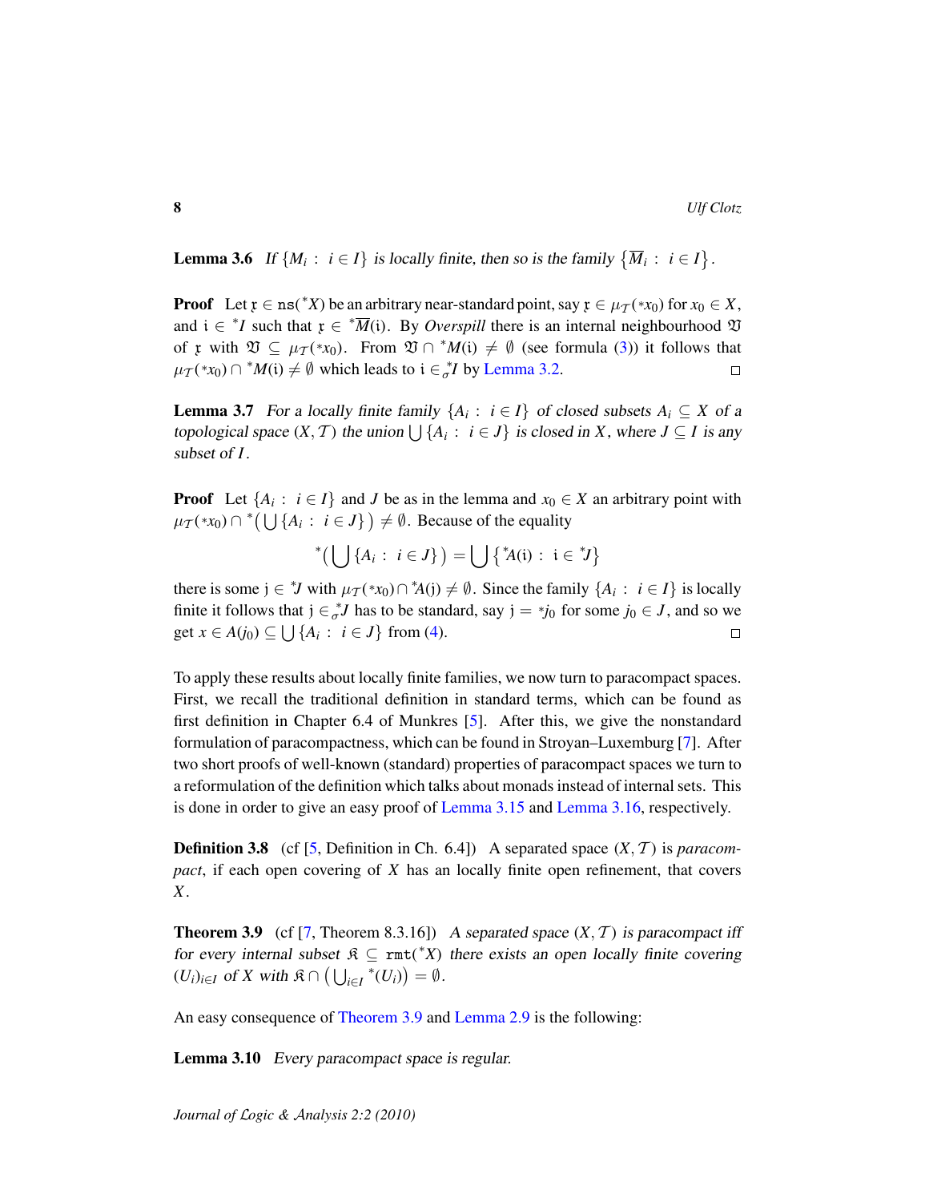**Lemma 3.6** *If $\{M_i : i \in I\}$ is locally finite, then so is the family $\{\overline{M}_i : i \in I\}$.*

**Proof** Let $\mathfrak{x} \in \mathtt{ns}({}^*X)$ be an arbitrary near-standard point, say $\mathfrak{x} \in \mu_{\mathcal{T}}({}^*x_0)$ for $x_0 \in X$, and $\mathrm{i} \in {}^*I$ such that $\mathfrak{x} \in {}^*\overline{M}(\mathrm{i})$. By *Overspill* there is an internal neighbourhood $\mathfrak{V}$ of $\mathfrak{x}$ with $\mathfrak{V} \subseteq \mu_{\mathcal{T}}({}^*x_0)$. From $\mathfrak{V} \cap {}^*M(\mathrm{i}) \neq \emptyset$ (see formula (3)) it follows that $\mu_{\mathcal{T}}({}^*x_0) \cap {}^*M(\mathrm{i}) \neq \emptyset$ which leads to $\mathrm{i} \in^*_\sigma I$ by Lemma 3.2. $\square$

**Lemma 3.7** *For a locally finite family $\{A_i : i \in I\}$ of closed subsets $A_i \subseteq X$ of a topological space $(X, \mathcal{T})$ the union $\bigcup \{A_i : i \in J\}$ is closed in $X$, where $J \subseteq I$ is any subset of $I$.*

**Proof** Let $\{A_i : i \in I\}$ and $J$ be as in the lemma and $x_0 \in X$ an arbitrary point with $\mu_{\mathcal{T}}({}^*x_0) \cap {}^*\big(\bigcup \{A_i : i \in J\}\big) \neq \emptyset$. Because of the equality

$$
{}^*\Big(\bigcup \{A_i : i \in J\}\Big) = \bigcup \big\{{}^*A(\mathrm{i}) : \mathrm{i} \in {}^*J\big\}
$$

there is some $\mathrm{j} \in {}^*J$ with $\mu_{\mathcal{T}}({}^*x_0) \cap {}^*A(\mathrm{j}) \neq \emptyset$. Since the family $\{A_i : i \in I\}$ is locally finite it follows that $\mathrm{j} \in^*_\sigma J$ has to be standard, say $\mathrm{j} = {}^*j_0$ for some $j_0 \in J$, and so we get $x \in A(j_0) \subseteq \bigcup \{A_i : i \in J\}$ from (4). $\square$

To apply these results about locally finite families, we now turn to paracompact spaces. First, we recall the traditional definition in standard terms, which can be found as first definition in Chapter 6.4 of Munkres [5]. After this, we give the nonstandard formulation of paracompactness, which can be found in Stroyan–Luxemburg [7]. After two short proofs of well-known (standard) properties of paracompact spaces we turn to a reformulation of the definition which talks about monads instead of internal sets. This is done in order to give an easy proof of Lemma 3.15 and Lemma 3.16, respectively.

**Definition 3.8** (cf [5, Definition in Ch. 6.4]) A separated space $(X, \mathcal{T})$ is *paracompact*, if each open covering of $X$ has an locally finite open refinement, that covers $X$.

**Theorem 3.9** (cf [7, Theorem 8.3.16]) *A separated space $(X, \mathcal{T})$ is paracompact iff for every internal subset $\mathfrak{K} \subseteq \mathtt{rmt}({}^*X)$ there exists an open locally finite covering $(U_i)_{i \in I}$ of $X$ with $\mathfrak{K} \cap \big(\bigcup_{i \in I} {}^*(U_i)\big) = \emptyset$.*

An easy consequence of Theorem 3.9 and Lemma 2.9 is the following:

**Lemma 3.10** *Every paracompact space is regular.*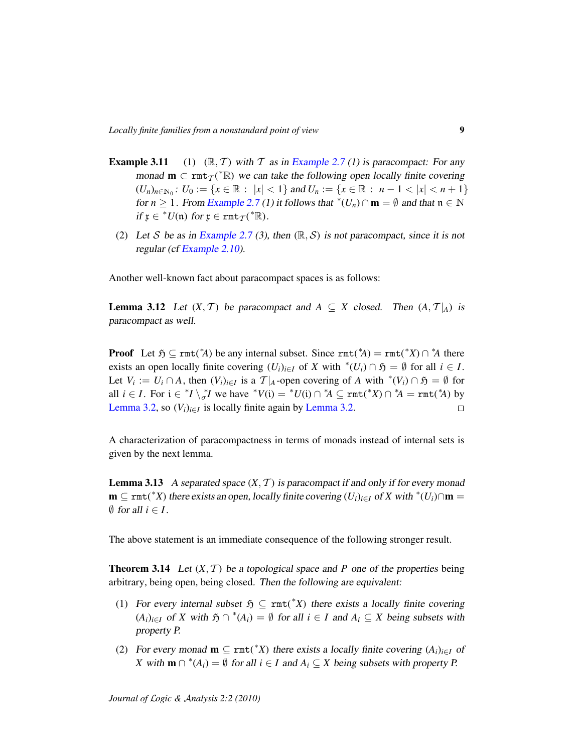**Example 3.11** (1) $(\mathbb{R}, \mathcal{T})$ *with* $\mathcal{T}$ *as in Example 2.7 (1) is paracompact: For any monad* $\mathbf{m} \subset \mathtt{rmt}_{\mathcal{T}}({}^*\mathbb{R})$ *we can take the following open locally finite covering* $(U_n)_{n \in \mathbb{N}_0}$*:* $U_0 := \{x \in \mathbb{R} : \ |x| < 1\}$ *and* $U_n := \{x \in \mathbb{R} : \ n-1 < |x| < n+1\}$ *for* $n \geq 1$*. From Example 2.7 (1) it follows that* ${}^*(U_n) \cap \mathbf{m} = \emptyset$ *and that* $\mathfrak{n} \in \mathbb{N}$ *if* $\mathfrak{x} \in {}^*U(\mathfrak{n})$ *for* $\mathfrak{x} \in \mathtt{rmt}_{\mathcal{T}}({}^*\mathbb{R})$*.*

(2) *Let* $\mathcal{S}$ *be as in Example 2.7 (3), then* $(\mathbb{R}, \mathcal{S})$ *is not paracompact, since it is not regular (cf Example 2.10).*

Another well-known fact about paracompact spaces is as follows:

**Lemma 3.12** *Let* $(X, \mathcal{T})$ *be paracompact and* $A \subseteq X$ *closed. Then* $(A, \mathcal{T}|_A)$ *is paracompact as well.*

**Proof** Let $\mathfrak{H} \subseteq \mathtt{rmt}({}^*A)$ be any internal subset. Since $\mathtt{rmt}({}^*A) = \mathtt{rmt}({}^*X) \cap {}^*A$ there exists an open locally finite covering $(U_i)_{i \in I}$ of $X$ with ${}^*(U_i) \cap \mathfrak{H} = \emptyset$ for all $i \in I$. Let $V_i := U_i \cap A$, then $(V_i)_{i \in I}$ is a $\mathcal{T}|_A$-open covering of $A$ with ${}^*(V_i) \cap \mathfrak{H} = \emptyset$ for all $i \in I$. For $\mathfrak{i} \in {}^*I \setminus {}^{*}_{\sigma}I$ we have ${}^*V(\mathfrak{i}) = {}^*U(\mathfrak{i}) \cap {}^*A \subseteq \mathtt{rmt}({}^*X) \cap {}^*A = \mathtt{rmt}({}^*A)$ by Lemma 3.2, so $(V_i)_{i \in I}$ is locally finite again by Lemma 3.2. $\square$

A characterization of paracompactness in terms of monads instead of internal sets is given by the next lemma.

**Lemma 3.13** *A separated space* $(X, \mathcal{T})$ *is paracompact if and only if for every monad* $\mathbf{m} \subseteq \mathtt{rmt}({}^*X)$ *there exists an open, locally finite covering* $(U_i)_{i \in I}$ *of* $X$ *with* ${}^*(U_i) \cap \mathbf{m} = \emptyset$ *for all* $i \in I$*.*

The above statement is an immediate consequence of the following stronger result.

**Theorem 3.14** *Let* $(X, \mathcal{T})$ *be a topological space and* $P$ *one of the properties* being arbitrary, being open, being closed. *Then the following are equivalent:*

(1) *For every internal subset* $\mathfrak{H} \subseteq \mathtt{rmt}({}^*X)$ *there exists a locally finite covering* $(A_i)_{i \in I}$ *of* $X$ *with* $\mathfrak{H} \cap {}^*(A_i) = \emptyset$ *for all* $i \in I$ *and* $A_i \subseteq X$ *being subsets with property P.*

(2) *For every monad* $\mathbf{m} \subseteq \mathtt{rmt}({}^*X)$ *there exists a locally finite covering* $(A_i)_{i \in I}$ *of* $X$ *with* $\mathbf{m} \cap {}^*(A_i) = \emptyset$ *for all* $i \in I$ *and* $A_i \subseteq X$ *being subsets with property P.*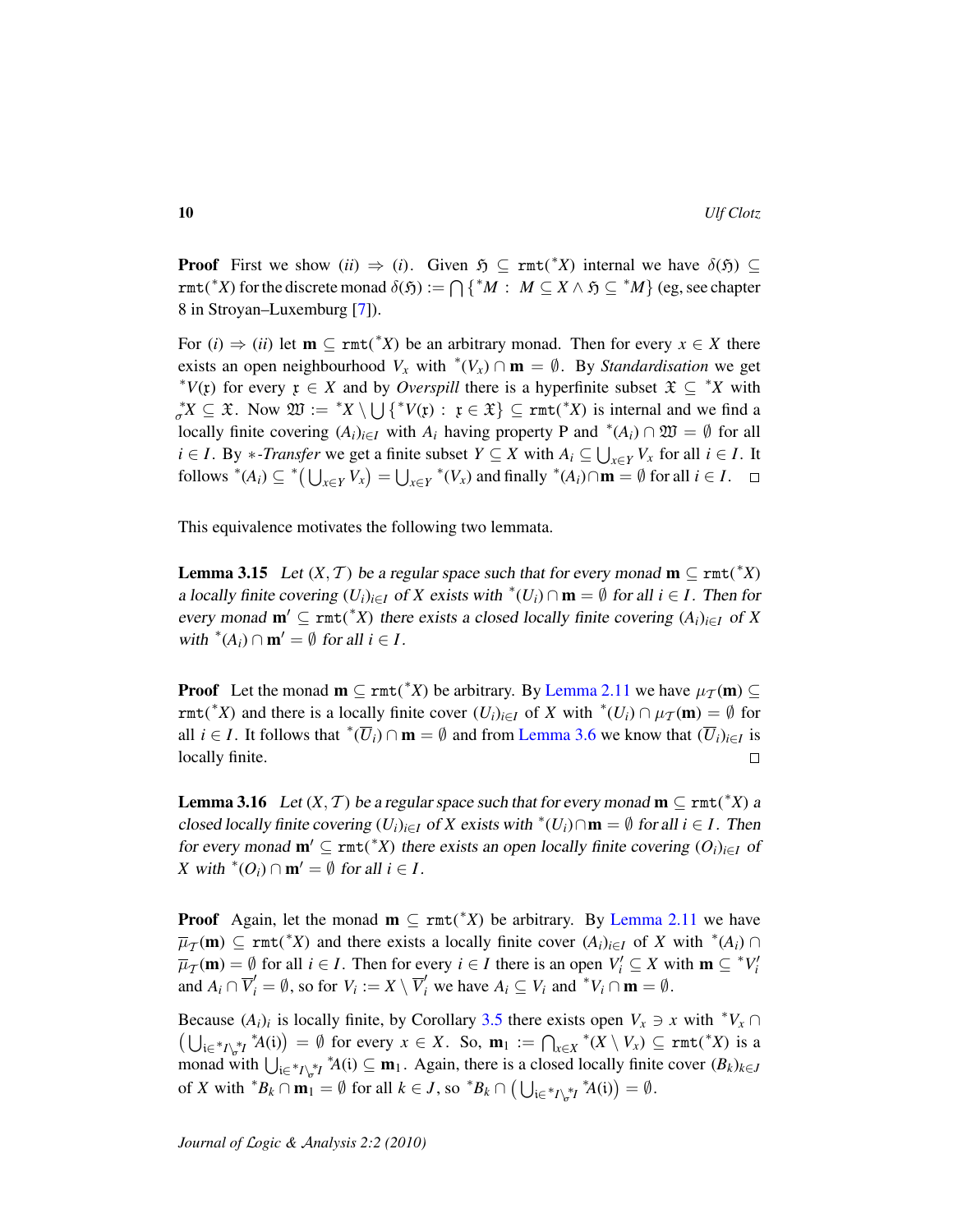**Proof** First we show $(ii) \Rightarrow (i)$. Given $\mathfrak{H} \subseteq \mathtt{rmt}({}^*X)$ internal we have $\delta(\mathfrak{H}) \subseteq \mathtt{rmt}({}^*X)$ for the discrete monad $\delta(\mathfrak{H}) := \bigcap \{{}^*M : M \subseteq X \wedge \mathfrak{H} \subseteq {}^*M\}$ (eg, see chapter 8 in Stroyan–Luxemburg [7]).

For $(i) \Rightarrow (ii)$ let $\mathbf{m} \subseteq \mathtt{rmt}({}^*X)$ be an arbitrary monad. Then for every $x \in X$ there exists an open neighbourhood $V_x$ with ${}^*(V_x) \cap \mathbf{m} = \emptyset$. By *Standardisation* we get ${}^*V(\mathfrak{x})$ for every $\mathfrak{x} \in X$ and by *Overspill* there is a hyperfinite subset $\mathfrak{X} \subseteq {}^*X$ with ${}_\sigma^*X \subseteq \mathfrak{X}$. Now $\mathfrak{W} := {}^*X \setminus \bigcup \{{}^*V(\mathfrak{x}) : \mathfrak{x} \in \mathfrak{X}\} \subseteq \mathtt{rmt}({}^*X)$ is internal and we find a locally finite covering $(A_i)_{i \in I}$ with $A_i$ having property P and ${}^*(A_i) \cap \mathfrak{W} = \emptyset$ for all $i \in I$. By $*$-*Transfer* we get a finite subset $Y \subseteq X$ with $A_i \subseteq \bigcup_{x \in Y} V_x$ for all $i \in I$. It follows ${}^*(A_i) \subseteq {}^*\big(\bigcup_{x \in Y} V_x\big) = \bigcup_{x \in Y} {}^*(V_x)$ and finally ${}^*(A_i) \cap \mathbf{m} = \emptyset$ for all $i \in I$. □

This equivalence motivates the following two lemmata.

**Lemma 3.15** *Let $(X, \mathcal{T})$ be a regular space such that for every monad $\mathbf{m} \subseteq \mathtt{rmt}({}^*X)$ a locally finite covering $(U_i)_{i \in I}$ of $X$ exists with ${}^*(U_i) \cap \mathbf{m} = \emptyset$ for all $i \in I$. Then for every monad $\mathbf{m}' \subseteq \mathtt{rmt}({}^*X)$ there exists a closed locally finite covering $(A_i)_{i \in I}$ of $X$ with ${}^*(A_i) \cap \mathbf{m}' = \emptyset$ for all $i \in I$.*

**Proof** Let the monad $\mathbf{m} \subseteq \mathtt{rmt}({}^*X)$ be arbitrary. By Lemma 2.11 we have $\mu_{\mathcal{T}}(\mathbf{m}) \subseteq \mathtt{rmt}({}^*X)$ and there is a locally finite cover $(U_i)_{i \in I}$ of $X$ with ${}^*(U_i) \cap \mu_{\mathcal{T}}(\mathbf{m}) = \emptyset$ for all $i \in I$. It follows that ${}^*(\overline{U}_i) \cap \mathbf{m} = \emptyset$ and from Lemma 3.6 we know that $(\overline{U}_i)_{i \in I}$ is locally finite. □

**Lemma 3.16** *Let $(X, \mathcal{T})$ be a regular space such that for every monad $\mathbf{m} \subseteq \mathtt{rmt}({}^*X)$ a closed locally finite covering $(U_i)_{i \in I}$ of $X$ exists with ${}^*(U_i) \cap \mathbf{m} = \emptyset$ for all $i \in I$. Then for every monad $\mathbf{m}' \subseteq \mathtt{rmt}({}^*X)$ there exists an open locally finite covering $(O_i)_{i \in I}$ of $X$ with ${}^*(O_i) \cap \mathbf{m}' = \emptyset$ for all $i \in I$.*

**Proof** Again, let the monad $\mathbf{m} \subseteq \mathtt{rmt}({}^*X)$ be arbitrary. By Lemma 2.11 we have $\overline{\mu}_{\mathcal{T}}(\mathbf{m}) \subseteq \mathtt{rmt}({}^*X)$ and there exists a locally finite cover $(A_i)_{i \in I}$ of $X$ with ${}^*(A_i) \cap \overline{\mu}_{\mathcal{T}}(\mathbf{m}) = \emptyset$ for all $i \in I$. Then for every $i \in I$ there is an open $V_i' \subseteq X$ with $\mathbf{m} \subseteq {}^*V_i'$ and $A_i \cap \overline{V}_i' = \emptyset$, so for $V_i := X \setminus \overline{V}_i'$ we have $A_i \subseteq V_i$ and ${}^*V_i \cap \mathbf{m} = \emptyset$.

Because $(A_i)_i$ is locally finite, by Corollary 3.5 there exists open $V_x \ni x$ with ${}^*V_x \cap \big(\bigcup_{\mathrm{i} \in {}^*I \setminus {}_\sigma^*I} {}^*A(\mathrm{i})\big) = \emptyset$ for every $x \in X$. So, $\mathbf{m}_1 := \bigcap_{x \in X} {}^*(X \setminus V_x) \subseteq \mathtt{rmt}({}^*X)$ is a monad with $\bigcup_{\mathrm{i} \in {}^*I \setminus {}_\sigma^*I} {}^*A(\mathrm{i}) \subseteq \mathbf{m}_1$. Again, there is a closed locally finite cover $(B_k)_{k \in J}$ of $X$ with ${}^*B_k \cap \mathbf{m}_1 = \emptyset$ for all $k \in J$, so ${}^*B_k \cap \big(\bigcup_{\mathrm{i} \in {}^*I \setminus {}_\sigma^*I} {}^*A(\mathrm{i})\big) = \emptyset$.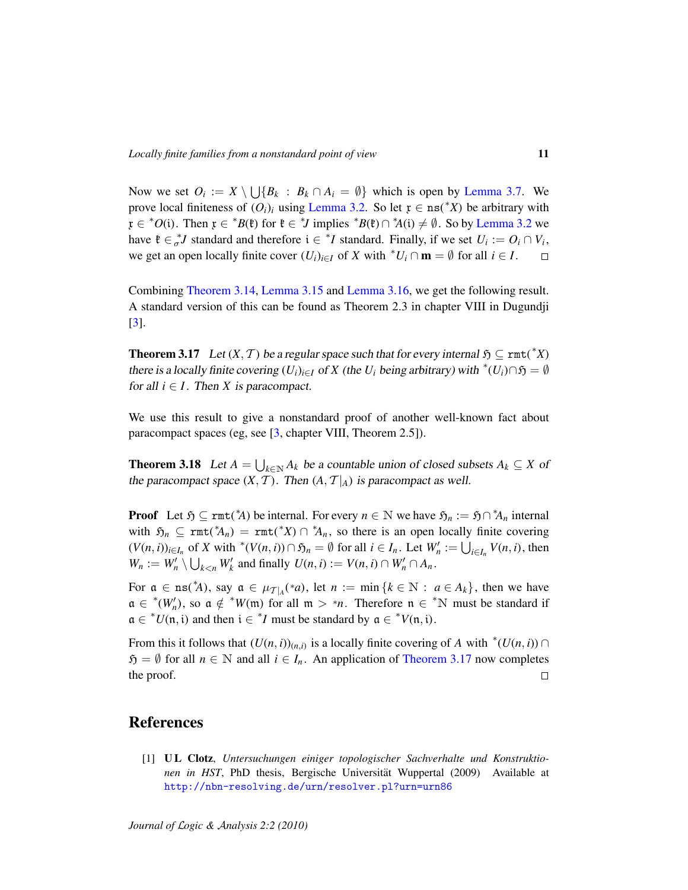Now we set $O_i := X \setminus \bigcup\{B_k : B_k \cap A_i = \emptyset\}$ which is open by Lemma 3.7. We prove local finiteness of $(O_i)_i$ using Lemma 3.2. So let $\mathfrak{x} \in \mathtt{ns}({}^*X)$ be arbitrary with $\mathfrak{x} \in {}^*O(\mathfrak{i})$. Then $\mathfrak{x} \in {}^*B(\mathfrak{k})$ for $\mathfrak{k} \in {}^*J$ implies ${}^*B(\mathfrak{k}) \cap {}^*A(\mathfrak{i}) \neq \emptyset$. So by Lemma 3.2 we have $\mathfrak{k} \in_\sigma {}^*J$ standard and therefore $\mathfrak{i} \in {}^*I$ standard. Finally, if we set $U_i := O_i \cap V_i$, we get an open locally finite cover $(U_i)_{i \in I}$ of $X$ with ${}^*U_i \cap \mathbf{m} = \emptyset$ for all $i \in I$. □

Combining Theorem 3.14, Lemma 3.15 and Lemma 3.16, we get the following result. A standard version of this can be found as Theorem 2.3 in chapter VIII in Dugundji [3].

**Theorem 3.17** *Let $(X, \mathcal{T})$ be a regular space such that for every internal $\mathfrak{H} \subseteq \mathtt{rmt}({}^*X)$ there is a locally finite covering $(U_i)_{i \in I}$ of $X$ (the $U_i$ being arbitrary) with ${}^*(U_i) \cap \mathfrak{H} = \emptyset$ for all $i \in I$. Then $X$ is paracompact.*

We use this result to give a nonstandard proof of another well-known fact about paracompact spaces (eg, see [3, chapter VIII, Theorem 2.5]).

**Theorem 3.18** *Let $A = \bigcup_{k \in \mathbb{N}} A_k$ be a countable union of closed subsets $A_k \subseteq X$ of the paracompact space $(X, \mathcal{T})$. Then $(A, \mathcal{T}|_A)$ is paracompact as well.*

**Proof** Let $\mathfrak{H} \subseteq \mathtt{rmt}({}^*A)$ be internal. For every $n \in \mathbb{N}$ we have $\mathfrak{H}_n := \mathfrak{H} \cap {}^*A_n$ internal with $\mathfrak{H}_n \subseteq \mathtt{rmt}({}^*A_n) = \mathtt{rmt}({}^*X) \cap {}^*A_n$, so there is an open locally finite covering $(V(n,i))_{i \in I_n}$ of $X$ with ${}^*(V(n,i)) \cap \mathfrak{H}_n = \emptyset$ for all $i \in I_n$. Let $W'_n := \bigcup_{i \in I_n} V(n,i)$, then $W_n := W'_n \setminus \bigcup_{k<n} W'_k$ and finally $U(n,i) := V(n,i) \cap W'_n \cap A_n$.

For $\mathfrak{a} \in \mathtt{ns}({}^*A)$, say $\mathfrak{a} \in \mu_{\mathcal{T}|_A}({}^*a)$, let $n := \min\{k \in \mathbb{N} : a \in A_k\}$, then we have $\mathfrak{a} \in {}^*(W'_n)$, so $\mathfrak{a} \notin {}^*W(\mathfrak{m})$ for all $\mathfrak{m} > {}^*n$. Therefore $\mathfrak{n} \in {}^*\mathbb{N}$ must be standard if $\mathfrak{a} \in {}^*U(\mathfrak{n}, \mathfrak{i})$ and then $\mathfrak{i} \in {}^*I$ must be standard by $\mathfrak{a} \in {}^*V(\mathfrak{n}, \mathfrak{i})$.

From this it follows that $(U(n,i))_{(n,i)}$ is a locally finite covering of $A$ with ${}^*(U(n,i)) \cap \mathfrak{H} = \emptyset$ for all $n \in \mathbb{N}$ and all $i \in I_n$. An application of Theorem 3.17 now completes the proof. □

# References

[1] **U L Clotz**, *Untersuchungen einiger topologischer Sachverhalte und Konstruktionen in HST*, PhD thesis, Bergische Universität Wuppertal (2009) Available at http://nbn-resolving.de/urn/resolver.pl?urn=urn86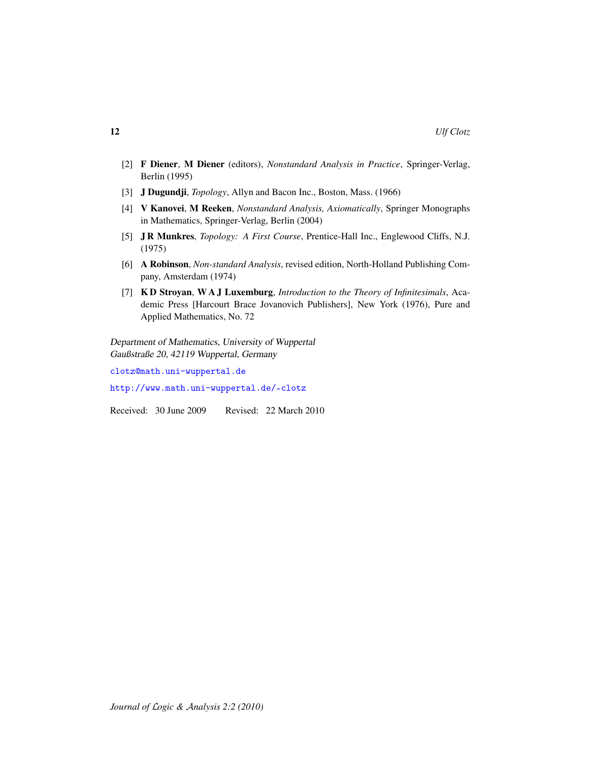[2] **F Diener**, **M Diener** (editors), *Nonstandard Analysis in Practice*, Springer-Verlag, Berlin (1995)

[3] **J Dugundji**, *Topology*, Allyn and Bacon Inc., Boston, Mass. (1966)

[4] **V Kanovei**, **M Reeken**, *Nonstandard Analysis, Axiomatically*, Springer Monographs in Mathematics, Springer-Verlag, Berlin (2004)

[5] **J R Munkres**, *Topology: A First Course*, Prentice-Hall Inc., Englewood Cliffs, N.J. (1975)

[6] **A Robinson**, *Non-standard Analysis*, revised edition, North-Holland Publishing Company, Amsterdam (1974)

[7] **K D Stroyan**, **W A J Luxemburg**, *Introduction to the Theory of Infinitesimals*, Academic Press [Harcourt Brace Jovanovich Publishers], New York (1976), Pure and Applied Mathematics, No. 72

*Department of Mathematics, University of Wuppertal*
*Gaußstraße 20, 42119 Wuppertal, Germany*

clotz@math.uni-wuppertal.de

http://www.math.uni-wuppertal.de/~clotz

Received: 30 June 2009 Revised: 22 March 2010